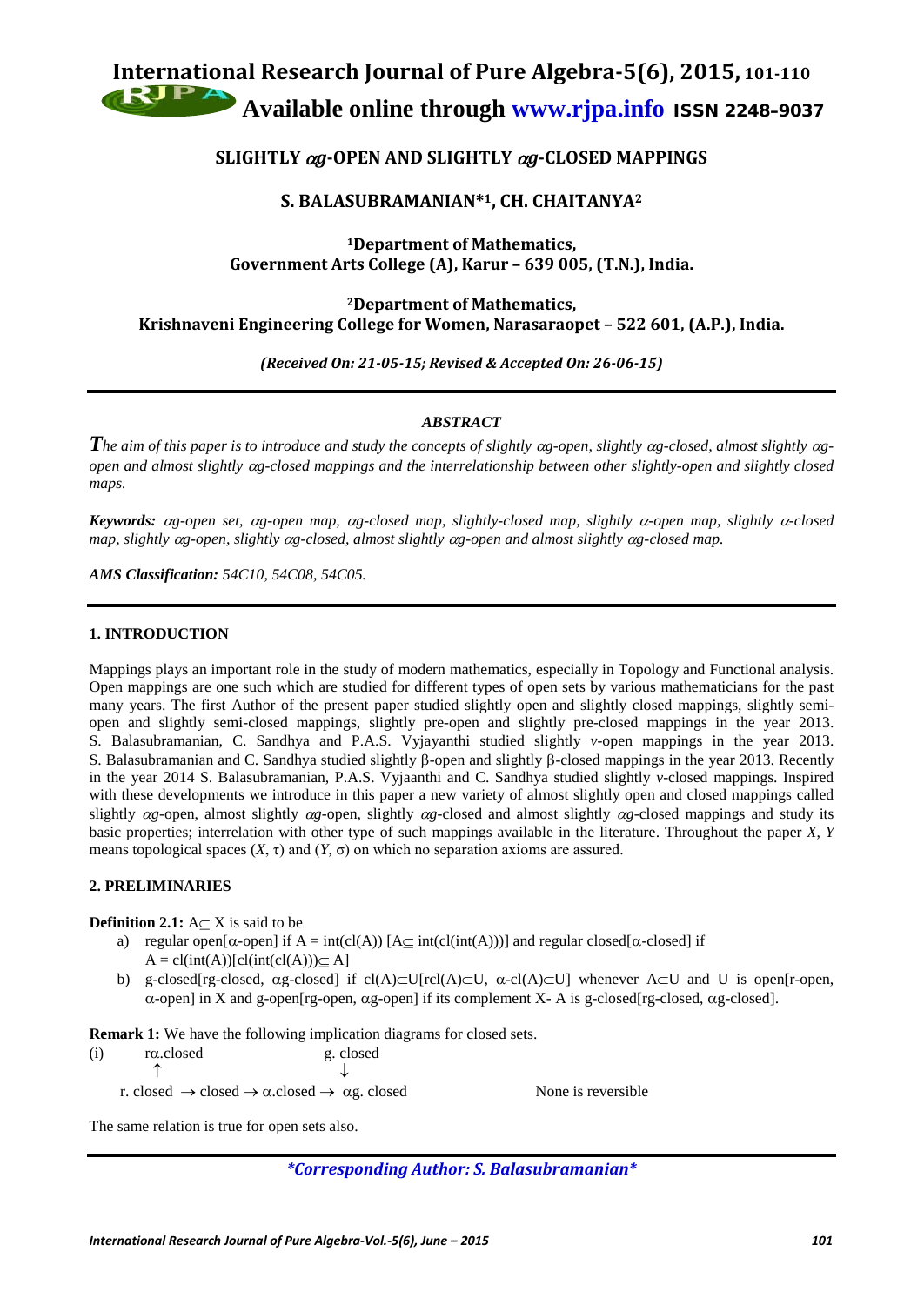# SLIGHTLY $\alpha g$-OPEN AND SLIGHTLY $\alpha g$-CLOSED MAPPINGS

## S. BALASUBRAMANIAN*[1], CH. CHAITANYA[2]

[1]Department of Mathematics,
Government Arts College (A), Karur – 639 005, (T.N.), India.

[2]Department of Mathematics,
Krishnaveni Engineering College for Women, Narasaraopet – 522 601, (A.P.), India.

*(Received On: 21-05-15; Revised & Accepted On: 26-06-15)*

---

### *ABSTRACT*

*The aim of this paper is to introduce and study the concepts of slightly $\alpha g$-open, slightly $\alpha g$-closed, almost slightly $\alpha g$-open and almost slightly $\alpha g$-closed mappings and the interrelationship between other slightly-open and slightly closed maps.*

***Keywords:*** *$\alpha g$-open set, $\alpha g$-open map, $\alpha g$-closed map, slightly-closed map, slightly $\alpha$-open map, slightly $\alpha$-closed map, slightly $\alpha g$-open, slightly $\alpha g$-closed, almost slightly $\alpha g$-open and almost slightly $\alpha g$-closed map.*

***AMS Classification:*** *54C10, 54C08, 54C05.*

---

### 1. INTRODUCTION

Mappings plays an important role in the study of modern mathematics, especially in Topology and Functional analysis. Open mappings are one such which are studied for different types of open sets by various mathematicians for the past many years. The first Author of the present paper studied slightly open and slightly closed mappings, slightly semi-open and slightly semi-closed mappings, slightly pre-open and slightly pre-closed mappings in the year 2013. S. Balasubramanian, C. Sandhya and P.A.S. Vyjayanthi studied slightly *v*-open mappings in the year 2013. S. Balasubramanian and C. Sandhya studied slightly β-open and slightly β-closed mappings in the year 2013. Recently in the year 2014 S. Balasubramanian, P.A.S. Vyjaanthi and C. Sandhya studied slightly *v*-closed mappings. Inspired with these developments we introduce in this paper a new variety of almost slightly open and closed mappings called slightly $\alpha g$-open, almost slightly $\alpha g$-open, slightly $\alpha g$-closed and almost slightly $\alpha g$-closed mappings and study its basic properties; interrelation with other type of such mappings available in the literature. Throughout the paper *X*, *Y* means topological spaces $(X, \tau)$ and $(Y, \sigma)$ on which no separation axioms are assured.

### 2. PRELIMINARIES

**Definition 2.1:** $A \subseteq X$ is said to be

a) regular open[α-open] if $A = int(cl(A))$ $[A \subseteq int(cl(int(A)))]$ and regular closed[α-closed] if $A = cl(int(A))[cl(int(cl(A))) \subseteq A]$

b) g-closed[rg-closed, αg-closed] if $cl(A) \subset U[rcl(A) \subset U, \alpha\text{-}cl(A) \subset U]$ whenever $A \subset U$ and U is open[r-open, α-open] in X and g-open[rg-open, αg-open] if its complement X- A is g-closed[rg-closed, αg-closed].

**Remark 1:** We have the following implication diagrams for closed sets.

(i)

$$\begin{array}{ccccccc} & r\alpha.\text{closed} & & & & \text{g. closed} & \\ & \uparrow & & & & \downarrow & \\ \text{r. closed} & \rightarrow & \text{closed} & \rightarrow & \alpha.\text{closed} & \rightarrow & \alpha\text{g. closed} \end{array}$$

None is reversible

The same relation is true for open sets also.

---

*\*Corresponding Author: S. Balasubramanian\**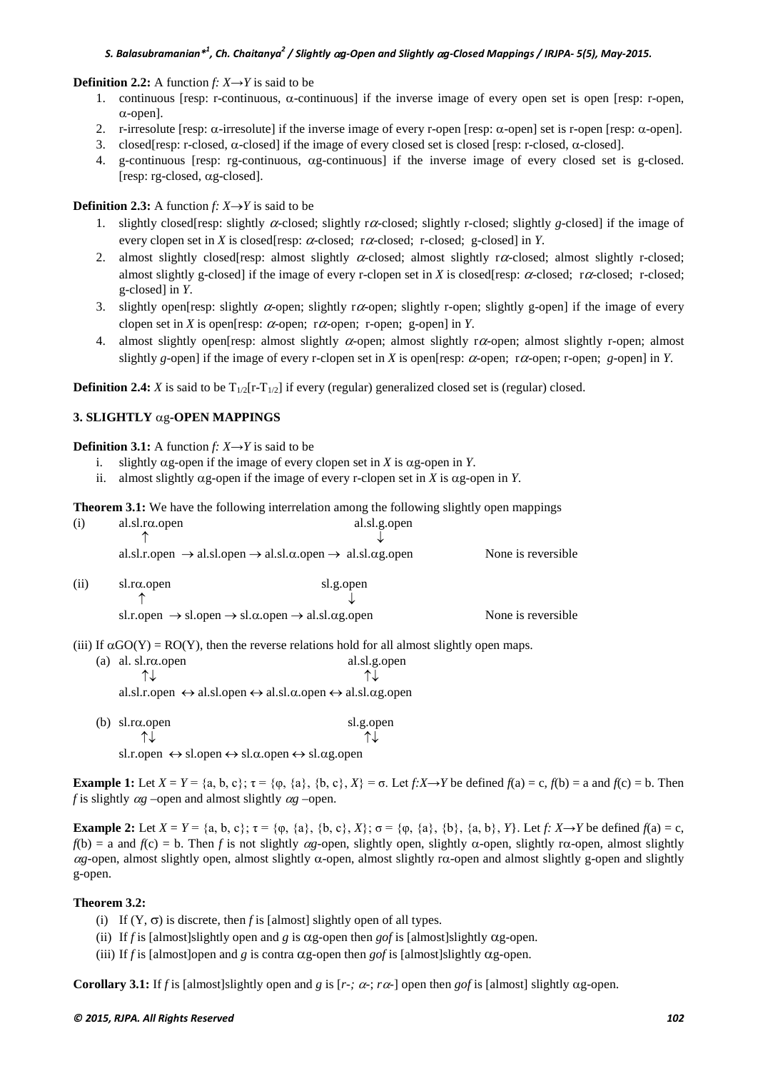**Definition 2.2:** A function $f: X \rightarrow Y$ is said to be

1. continuous [resp: r-continuous, $\alpha$-continuous] if the inverse image of every open set is open [resp: r-open, $\alpha$-open].
2. r-irresolute [resp: $\alpha$-irresolute] if the inverse image of every r-open [resp: $\alpha$-open] set is r-open [resp: $\alpha$-open].
3. closed[resp: r-closed, $\alpha$-closed] if the image of every closed set is closed [resp: r-closed, $\alpha$-closed].
4. g-continuous [resp: rg-continuous, $\alpha$g-continuous] if the inverse image of every closed set is g-closed. [resp: rg-closed, $\alpha$g-closed].

**Definition 2.3:** A function $f: X \rightarrow Y$ is said to be

1. slightly closed[resp: slightly $\alpha$-closed; slightly r$\alpha$-closed; slightly r-closed; slightly *g*-closed] if the image of every clopen set in *X* is closed[resp: $\alpha$-closed; r$\alpha$-closed; r-closed; g-closed] in *Y*.
2. almost slightly closed[resp: almost slightly $\alpha$-closed; almost slightly r$\alpha$-closed; almost slightly r-closed; almost slightly g-closed] if the image of every r-clopen set in *X* is closed[resp: $\alpha$-closed; r$\alpha$-closed; r-closed; g-closed] in *Y*.
3. slightly open[resp: slightly $\alpha$-open; slightly r$\alpha$-open; slightly r-open; slightly g-open] if the image of every clopen set in *X* is open[resp: $\alpha$-open; r$\alpha$-open; r-open; g-open] in *Y*.
4. almost slightly open[resp: almost slightly $\alpha$-open; almost slightly r$\alpha$-open; almost slightly r-open; almost slightly *g*-open] if the image of every r-clopen set in *X* is open[resp: $\alpha$-open; r$\alpha$-open; r-open; *g*-open] in *Y*.

**Definition 2.4:** *X* is said to be $T_{1/2}$[r-$T_{1/2}$] if every (regular) generalized closed set is (regular) closed.

## 3. SLIGHTLY $\alpha$g-OPEN MAPPINGS

**Definition 3.1:** A function $f: X \rightarrow Y$ is said to be

i. slightly $\alpha$g-open if the image of every clopen set in *X* is $\alpha$g-open in *Y*.
ii. almost slightly $\alpha$g-open if the image of every r-clopen set in *X* is $\alpha$g-open in *Y*.

**Theorem 3.1:** We have the following interrelation among the following slightly open mappings

(i)
```
al.sl.rα.open                           al.sl.g.open
   ↑                                         ↓
al.sl.r.open → al.sl.open → al.sl.α.open → al.sl.αg.open        None is reversible
```

(ii)
```
sl.rα.open                        sl.g.open
   ↑                                  ↓
sl.r.open → sl.open → sl.α.open → al.sl.αg.open        None is reversible
```

(iii) If $\alpha GO(Y) = RO(Y)$, then the reverse relations hold for all almost slightly open maps.

(a)
```
al. sl.rα.open                          al.sl.g.open
   ↑↓                                        ↑↓
al.sl.r.open ↔ al.sl.open ↔ al.sl.α.open ↔ al.sl.αg.open
```

(b)
```
sl.rα.open                        sl.g.open
   ↑↓                                ↑↓
sl.r.open ↔ sl.open ↔ sl.α.open ↔ sl.αg.open
```

**Example 1:** Let $X = Y = \{a, b, c\}$; $\tau = \{\varphi, \{a\}, \{b, c\}, X\} = \sigma$. Let $f: X \rightarrow Y$ be defined $f(a) = c$, $f(b) = a$ and $f(c) = b$. Then $f$ is slightly $\alpha g$ –open and almost slightly $\alpha g$ –open.

**Example 2:** Let $X = Y = \{a, b, c\}$; $\tau = \{\varphi, \{a\}, \{b, c\}, X\}$; $\sigma = \{\varphi, \{a\}, \{b\}, \{a, b\}, Y\}$. Let $f: X \rightarrow Y$ be defined $f(a) = c$, $f(b) = a$ and $f(c) = b$. Then $f$ is not slightly $\alpha g$-open, slightly open, slightly $\alpha$-open, slightly r$\alpha$-open, almost slightly $\alpha g$-open, almost slightly open, almost slightly $\alpha$-open, almost slightly r$\alpha$-open and almost slightly g-open and slightly g-open.

**Theorem 3.2:**

(i) If $(Y, \sigma)$ is discrete, then $f$ is [almost] slightly open of all types.

(ii) If $f$ is [almost]slightly open and $g$ is $\alpha$g-open then $gof$ is [almost]slightly $\alpha$g-open.

(iii) If $f$ is [almost]open and $g$ is contra $\alpha$g-open then $gof$ is [almost]slightly $\alpha$g-open.

**Corollary 3.1:** If $f$ is [almost]slightly open and $g$ is [*r-; $\alpha$-; r$\alpha$-*] open then $gof$ is [almost] slightly $\alpha$g-open.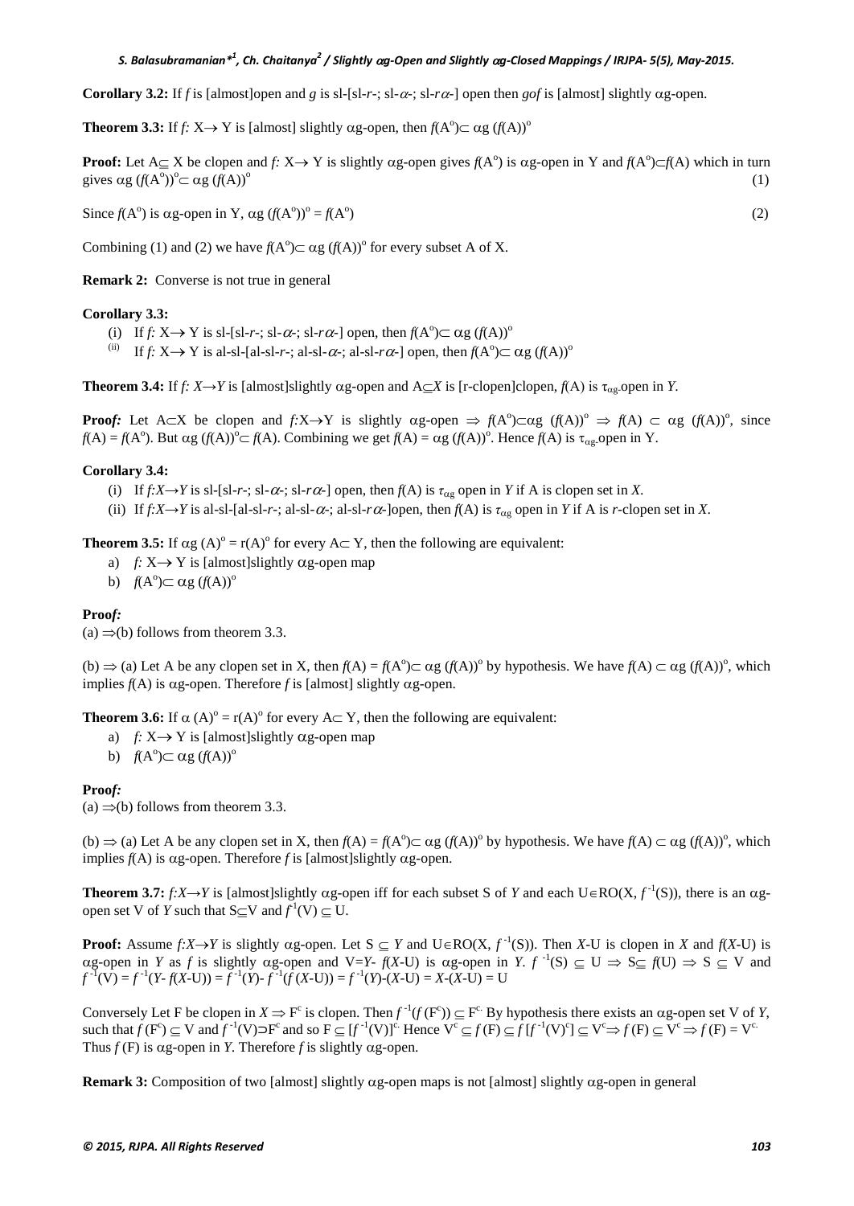**Corollary 3.2:** If $f$ is [almost]open and $g$ is sl-[sl-$r$-; sl-$\alpha$-; sl-$r\alpha$-] open then $gof$ is [almost] slightly $\alpha$g-open.

**Theorem 3.3:** If $f: X\to Y$ is [almost] slightly $\alpha$g-open, then $f(A^o)\subset \alpha g\,(f(A))^o$

**Proof:** Let $A\subseteq X$ be clopen and $f: X\to Y$ is slightly $\alpha$g-open gives $f(A^o)$ is $\alpha$g-open in Y and $f(A^o)\subset f(A)$ which in turn gives $\alpha g\,(f(A^o))^o\subset \alpha g\,(f(A))^o$ (1)

Since $f(A^o)$ is $\alpha$g-open in Y, $\alpha g\,(f(A^o))^o = f(A^o)$ (2)

Combining (1) and (2) we have $f(A^o)\subset \alpha g\,(f(A))^o$ for every subset A of X.

**Remark 2:** Converse is not true in general

**Corollary 3.3:**

(i) If $f: X\to Y$ is sl-[sl-$r$-; sl-$\alpha$-; sl-$r\alpha$-] open, then $f(A^o)\subset \alpha g\,(f(A))^o$

(ii) If $f: X\to Y$ is al-sl-[al-sl-$r$-; al-sl-$\alpha$-; al-sl-$r\alpha$-] open, then $f(A^o)\subset \alpha g\,(f(A))^o$

**Theorem 3.4:** If $f: X\to Y$ is [almost]slightly $\alpha$g-open and $A\subseteq X$ is [r-clopen]clopen, $f(A)$ is $\tau_{\alpha g}$-open in $Y$.

**Proof:** Let $A\subset X$ be clopen and $f:X\to Y$ is slightly $\alpha$g-open $\Rightarrow$ $f(A^o)\subset\alpha g\,(f(A))^o$ $\Rightarrow$ $f(A)\subset \alpha g\,(f(A))^o$, since $f(A) = f(A^o)$. But $\alpha g\,(f(A))^o\subset f(A)$. Combining we get $f(A) = \alpha g\,(f(A))^o$. Hence $f(A)$ is $\tau_{\alpha g}$-open in Y.

**Corollary 3.4:**

(i) If $f:X\to Y$ is sl-[sl-$r$-; sl-$\alpha$-; sl-$r\alpha$-] open, then $f(A)$ is $\tau_{\alpha g}$ open in $Y$ if A is clopen set in $X$.

(ii) If $f:X\to Y$ is al-sl-[al-sl-$r$-; al-sl-$\alpha$-; al-sl-$r\alpha$-]open, then $f(A)$ is $\tau_{\alpha g}$ open in $Y$ if A is $r$-clopen set in $X$.

**Theorem 3.5:** If $\alpha g\,(A)^o = r(A)^o$ for every $A\subset Y$, then the following are equivalent:

a) $f: X\to Y$ is [almost]slightly $\alpha$g-open map

b) $f(A^o)\subset \alpha g\,(f(A))^o$

**Proof:**

(a) $\Rightarrow$(b) follows from theorem 3.3.

(b) $\Rightarrow$ (a) Let A be any clopen set in X, then $f(A) = f(A^o)\subset \alpha g\,(f(A))^o$ by hypothesis. We have $f(A)\subset \alpha g\,(f(A))^o$, which implies $f(A)$ is $\alpha$g-open. Therefore $f$ is [almost] slightly $\alpha$g-open.

**Theorem 3.6:** If $\alpha\,(A)^o = r(A)^o$ for every $A\subset Y$, then the following are equivalent:

a) $f: X\to Y$ is [almost]slightly $\alpha$g-open map

b) $f(A^o)\subset \alpha g\,(f(A))^o$

**Proof:**

(a) $\Rightarrow$(b) follows from theorem 3.3.

(b) $\Rightarrow$ (a) Let A be any clopen set in X, then $f(A) = f(A^o)\subset \alpha g\,(f(A))^o$ by hypothesis. We have $f(A)\subset \alpha g\,(f(A))^o$, which implies $f(A)$ is $\alpha$g-open. Therefore $f$ is [almost]slightly $\alpha$g-open.

**Theorem 3.7:** $f:X\to Y$ is [almost]slightly $\alpha$g-open iff for each subset S of $Y$ and each $U\in RO(X, f^{-1}(S))$, there is an $\alpha$g-open set V of $Y$ such that $S\subseteq V$ and $f^{-1}(V)\subseteq U$.

**Proof:** Assume $f:X\to Y$ is slightly $\alpha$g-open. Let $S\subseteq Y$ and $U\in RO(X, f^{-1}(S))$. Then $X$-U is clopen in $X$ and $f(X\text{-}U)$ is $\alpha$g-open in $Y$ as $f$ is slightly $\alpha$g-open and $V=Y\text{-}f(X\text{-}U)$ is $\alpha$g-open in $Y$. $f^{-1}(S)\subseteq U \Rightarrow S\subseteq f(U) \Rightarrow S\subseteq V$ and $f^{-1}(V) = f^{-1}(Y\text{-}f(X\text{-}U)) = f^{-1}(Y)\text{-}f^{-1}(f(X\text{-}U)) = f^{-1}(Y)\text{-}(X\text{-}U) = X\text{-}(X\text{-}U) = U$

Conversely Let F be clopen in $X \Rightarrow F^c$ is clopen. Then $f^{-1}(f(F^c))\subseteq F^c$. By hypothesis there exists an $\alpha$g-open set V of $Y$, such that $f(F^c)\subseteq V$ and $f^{-1}(V)\supset F^c$ and so $F\subseteq [f^{-1}(V)]^c$. Hence $V^c\subseteq f(F)\subseteq f[f^{-1}(V)^c]\subseteq V^c \Rightarrow f(F)\subseteq V^c \Rightarrow f(F) = V^c$. Thus $f(F)$ is $\alpha$g-open in $Y$. Therefore $f$ is slightly $\alpha$g-open.

**Remark 3:** Composition of two [almost] slightly $\alpha$g-open maps is not [almost] slightly $\alpha$g-open in general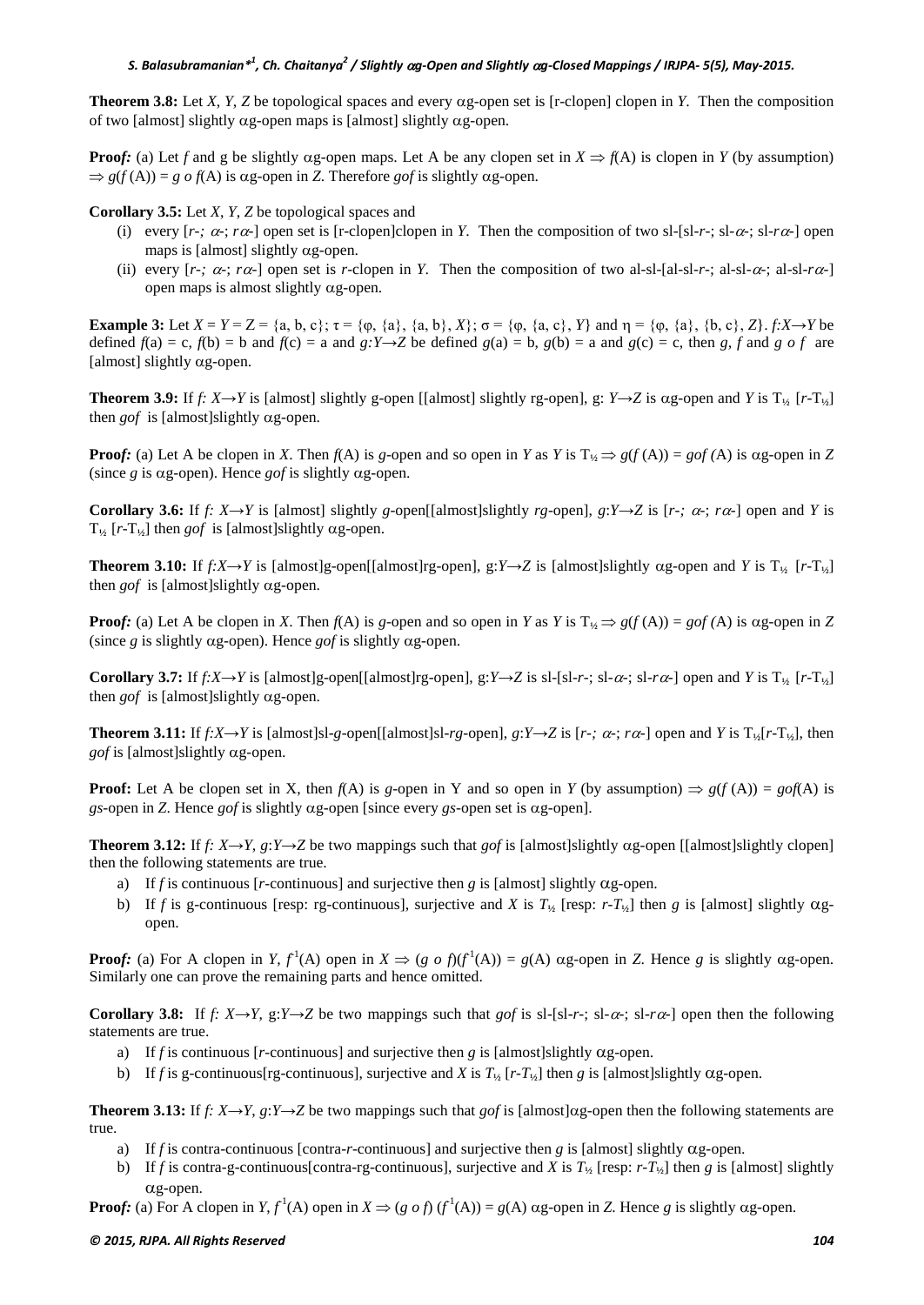**Theorem 3.8:** Let *X*, *Y*, *Z* be topological spaces and every $\alpha$g-open set is [r-clopen] clopen in *Y*. Then the composition of two [almost] slightly $\alpha$g-open maps is [almost] slightly $\alpha$g-open.

**Proof:** (a) Let *f* and g be slightly $\alpha$g-open maps. Let A be any clopen set in $X \Rightarrow f$(A) is clopen in *Y* (by assumption) $\Rightarrow g(f(A)) = g \circ f(A)$ is $\alpha$g-open in *Z*. Therefore *gof* is slightly $\alpha$g-open.

**Corollary 3.5:** Let *X*, *Y*, *Z* be topological spaces and

(i) every [*r*-; $\alpha$-; $r\alpha$-] open set is [r-clopen]clopen in *Y*. Then the composition of two sl-[sl-*r*-; sl-$\alpha$-; sl-$r\alpha$-] open maps is [almost] slightly $\alpha$g-open.

(ii) every [*r*-; $\alpha$-; $r\alpha$-] open set is *r*-clopen in *Y*. Then the composition of two al-sl-[al-sl-*r*-; al-sl-$\alpha$-; al-sl-$r\alpha$-] open maps is almost slightly $\alpha$g-open.

**Example 3:** Let $X = Y = Z = \{a, b, c\}$; $\tau = \{\varphi, \{a\}, \{a, b\}, X\}$; $\sigma = \{\varphi, \{a, c\}, Y\}$ and $\eta = \{\varphi, \{a\}, \{b, c\}, Z\}$. $f: X \rightarrow Y$ be defined $f(a) = c$, $f(b) = b$ and $f(c) = a$ and $g: Y \rightarrow Z$ be defined $g(a) = b$, $g(b) = a$ and $g(c) = c$, then *g*, *f* and $g \circ f$ are [almost] slightly $\alpha$g-open.

**Theorem 3.9:** If $f: X \rightarrow Y$ is [almost] slightly g-open [[almost] slightly rg-open], g: $Y \rightarrow Z$ is $\alpha$g-open and *Y* is $T_{½}$ [$r$-$T_{½}$] then *gof* is [almost]slightly $\alpha$g-open.

**Proof:** (a) Let A be clopen in *X*. Then *f*(A) is *g*-open and so open in *Y* as *Y* is $T_{½} \Rightarrow g(f(A)) = gof(A)$ is $\alpha$g-open in *Z* (since *g* is $\alpha$g-open). Hence *gof* is slightly $\alpha$g-open.

**Corollary 3.6:** If $f: X \rightarrow Y$ is [almost] slightly *g*-open[[almost]slightly *rg*-open], $g: Y \rightarrow Z$ is [*r*-; $\alpha$-; $r\alpha$-] open and *Y* is $T_{½}$ [$r$-$T_{½}$] then *gof* is [almost]slightly $\alpha$g-open.

**Theorem 3.10:** If $f: X \rightarrow Y$ is [almost]g-open[[almost]rg-open], g:$Y \rightarrow Z$ is [almost]slightly $\alpha$g-open and *Y* is $T_{½}$ [$r$-$T_{½}$] then *gof* is [almost]slightly $\alpha$g-open.

**Proof:** (a) Let A be clopen in *X*. Then *f*(A) is *g*-open and so open in *Y* as *Y* is $T_{½} \Rightarrow g(f(A)) = gof(A)$ is $\alpha$g-open in *Z* (since *g* is slightly $\alpha$g-open). Hence *gof* is slightly $\alpha$g-open.

**Corollary 3.7:** If $f: X \rightarrow Y$ is [almost]g-open[[almost]rg-open], g:$Y \rightarrow Z$ is sl-[sl-*r*-; sl-$\alpha$-; sl-$r\alpha$-] open and *Y* is $T_{½}$ [$r$-$T_{½}$] then *gof* is [almost]slightly $\alpha$g-open.

**Theorem 3.11:** If $f: X \rightarrow Y$ is [almost]sl-*g*-open[[almost]sl-*rg*-open], $g: Y \rightarrow Z$ is [*r*-; $\alpha$-; $r\alpha$-] open and *Y* is $T_{½}$[$r$-$T_{½}$], then *gof* is [almost]slightly $\alpha$g-open.

**Proof:** Let A be clopen set in X, then *f*(A) is *g*-open in Y and so open in *Y* (by assumption) $\Rightarrow g(f(A)) = gof(A)$ is *gs*-open in *Z*. Hence *gof* is slightly $\alpha$g-open [since every *gs*-open set is $\alpha$g-open].

**Theorem 3.12:** If $f: X \rightarrow Y$, $g: Y \rightarrow Z$ be two mappings such that *gof* is [almost]slightly $\alpha$g-open [[almost]slightly clopen] then the following statements are true.

a) If *f* is continuous [*r*-continuous] and surjective then *g* is [almost] slightly $\alpha$g-open.
b) If *f* is g-continuous [resp: rg-continuous], surjective and *X* is $T_{½}$ [resp: $r$-$T_{½}$] then *g* is [almost] slightly $\alpha$g-open.

**Proof:** (a) For A clopen in *Y*, $f^{-1}(A)$ open in $X \Rightarrow (g \circ f)(f^{-1}(A)) = g(A)$ $\alpha$g-open in *Z*. Hence *g* is slightly $\alpha$g-open. Similarly one can prove the remaining parts and hence omitted.

**Corollary 3.8:** If $f: X \rightarrow Y$, g:$Y \rightarrow Z$ be two mappings such that *gof* is sl-[sl-*r*-; sl-$\alpha$-; sl-$r\alpha$-] open then the following statements are true.

a) If *f* is continuous [*r*-continuous] and surjective then *g* is [almost]slightly $\alpha$g-open.
b) If *f* is g-continuous[rg-continuous], surjective and *X* is $T_{½}$ [$r$-$T_{½}$] then *g* is [almost]slightly $\alpha$g-open.

**Theorem 3.13:** If $f: X \rightarrow Y$, $g: Y \rightarrow Z$ be two mappings such that *gof* is [almost]$\alpha$g-open then the following statements are true.

a) If *f* is contra-continuous [contra-*r*-continuous] and surjective then *g* is [almost] slightly $\alpha$g-open.
b) If *f* is contra-g-continuous[contra-rg-continuous], surjective and *X* is $T_{½}$ [resp: $r$-$T_{½}$] then *g* is [almost] slightly $\alpha$g-open.

**Proof:** (a) For A clopen in *Y*, $f^{-1}(A)$ open in $X \Rightarrow (g \circ f)(f^{-1}(A)) = g(A)$ $\alpha$g-open in *Z*. Hence *g* is slightly $\alpha$g-open.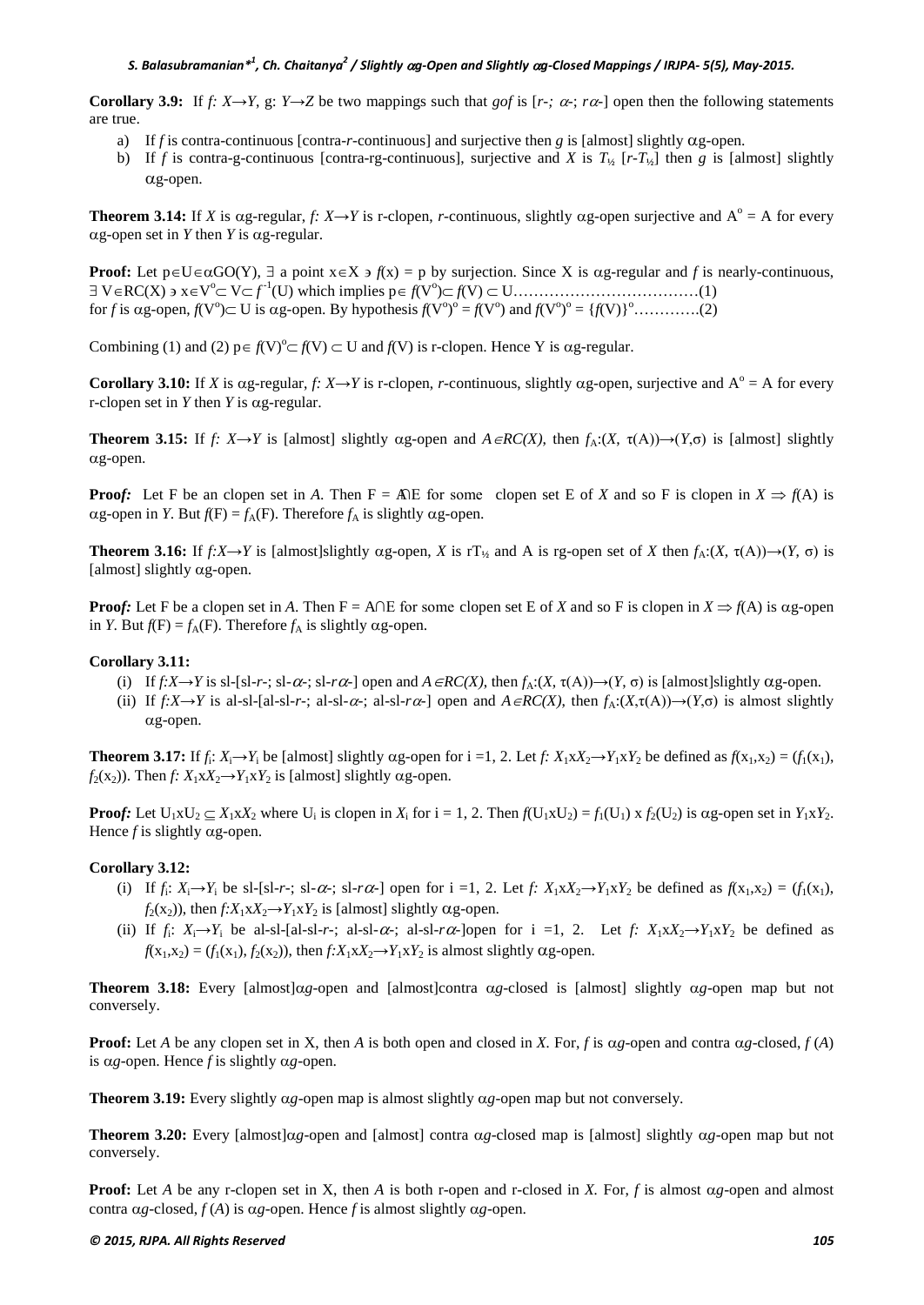**Corollary 3.9:** If $f: X \to Y$, $g: Y \to Z$ be two mappings such that $gof$ is [$r$-; $\alpha$-; $r\alpha$-] open then the following statements are true.

a) If $f$ is contra-continuous [contra-$r$-continuous] and surjective then $g$ is [almost] slightly $\alpha$g-open.
b) If $f$ is contra-g-continuous [contra-rg-continuous], surjective and $X$ is $T_{½}$ [$r$-$T_{½}$] then $g$ is [almost] slightly $\alpha$g-open.

**Theorem 3.14:** If $X$ is $\alpha$g-regular, $f: X \to Y$ is r-clopen, $r$-continuous, slightly $\alpha$g-open surjective and $A^o = A$ for every $\alpha$g-open set in $Y$ then $Y$ is $\alpha$g-regular.

**Proof:** Let $p \in U \in \alpha GO(Y)$, $\exists$ a point $x \in X \ni f(x) = p$ by surjection. Since X is $\alpha$g-regular and $f$ is nearly-continuous, $\exists$ $V \in RC(X) \ni x \in V^o \subset V \subset f^{-1}(U)$ which implies $p \in f(V^o) \subset f(V) \subset U$……………………………(1)
for $f$ is $\alpha$g-open, $f(V^o) \subset U$ is $\alpha$g-open. By hypothesis $f(V^o)^o = f(V^o)$ and $f(V^o)^o = \{f(V)\}^o$………….(2)

Combining (1) and (2) $p \in f(V)^o \subset f(V) \subset U$ and $f(V)$ is r-clopen. Hence Y is $\alpha$g-regular.

**Corollary 3.10:** If $X$ is $\alpha$g-regular, $f: X \to Y$ is r-clopen, $r$-continuous, slightly $\alpha$g-open, surjective and $A^o = A$ for every r-clopen set in $Y$ then $Y$ is $\alpha$g-regular.

**Theorem 3.15:** If $f: X \to Y$ is [almost] slightly $\alpha$g-open and $A \in RC(X)$, then $f_A:(X, \tau(A)) \to (Y, \sigma)$ is [almost] slightly $\alpha$g-open.

**Proof:** Let F be an clopen set in $A$. Then $F = A \cap E$ for some clopen set E of $X$ and so F is clopen in $X \Rightarrow f(A)$ is $\alpha$g-open in $Y$. But $f(F) = f_A(F)$. Therefore $f_A$ is slightly $\alpha$g-open.

**Theorem 3.16:** If $f: X \to Y$ is [almost]slightly $\alpha$g-open, $X$ is $rT_{½}$ and A is rg-open set of $X$ then $f_A:(X, \tau(A)) \to (Y, \sigma)$ is [almost] slightly $\alpha$g-open.

**Proof:** Let F be a clopen set in $A$. Then $F = A \cap E$ for some clopen set E of $X$ and so F is clopen in $X \Rightarrow f(A)$ is $\alpha$g-open in $Y$. But $f(F) = f_A(F)$. Therefore $f_A$ is slightly $\alpha$g-open.

**Corollary 3.11:**

(i) If $f: X \to Y$ is sl-[sl-$r$-; sl-$\alpha$-; sl-$r\alpha$-] open and $A \in RC(X)$, then $f_A:(X, \tau(A)) \to (Y, \sigma)$ is [almost]slightly $\alpha$g-open.
(ii) If $f: X \to Y$ is al-sl-[al-sl-$r$-; al-sl-$\alpha$-; al-sl-$r\alpha$-] open and $A \in RC(X)$, then $f_A:(X, \tau(A)) \to (Y, \sigma)$ is almost slightly $\alpha$g-open.

**Theorem 3.17:** If $f_i: X_i \to Y_i$ be [almost] slightly $\alpha$g-open for i =1, 2. Let $f: X_1 x X_2 \to Y_1 x Y_2$ be defined as $f(x_1, x_2) = (f_1(x_1), f_2(x_2))$. Then $f: X_1 x X_2 \to Y_1 x Y_2$ is [almost] slightly $\alpha$g-open.

**Proof:** Let $U_1 x U_2 \subseteq X_1 x X_2$ where $U_i$ is clopen in $X_i$ for i = 1, 2. Then $f(U_1 x U_2) = f_1(U_1) \text{ x } f_2(U_2)$ is $\alpha$g-open set in $Y_1 x Y_2$. Hence $f$ is slightly $\alpha$g-open.

**Corollary 3.12:**

(i) If $f_i: X_i \to Y_i$ be sl-[sl-$r$-; sl-$\alpha$-; sl-$r\alpha$-] open for i =1, 2. Let $f: X_1 x X_2 \to Y_1 x Y_2$ be defined as $f(x_1, x_2) = (f_1(x_1), f_2(x_2))$, then $f: X_1 x X_2 \to Y_1 x Y_2$ is [almost] slightly $\alpha$g-open.
(ii) If $f_i: X_i \to Y_i$ be al-sl-[al-sl-$r$-; al-sl-$\alpha$-; al-sl-$r\alpha$-]open for i =1, 2. Let $f: X_1 x X_2 \to Y_1 x Y_2$ be defined as $f(x_1, x_2) = (f_1(x_1), f_2(x_2))$, then $f: X_1 x X_2 \to Y_1 x Y_2$ is almost slightly $\alpha$g-open.

**Theorem 3.18:** Every [almost]$\alpha g$-open and [almost]contra $\alpha g$-closed is [almost] slightly $\alpha g$-open map but not conversely.

**Proof:** Let $A$ be any clopen set in X, then $A$ is both open and closed in $X$. For, $f$ is $\alpha g$-open and contra $\alpha g$-closed, $f(A)$ is $\alpha g$-open. Hence $f$ is slightly $\alpha g$-open.

**Theorem 3.19:** Every slightly $\alpha g$-open map is almost slightly $\alpha g$-open map but not conversely.

**Theorem 3.20:** Every [almost]$\alpha g$-open and [almost] contra $\alpha g$-closed map is [almost] slightly $\alpha g$-open map but not conversely.

**Proof:** Let $A$ be any r-clopen set in X, then $A$ is both r-open and r-closed in $X$. For, $f$ is almost $\alpha g$-open and almost contra $\alpha g$-closed, $f(A)$ is $\alpha g$-open. Hence $f$ is almost slightly $\alpha g$-open.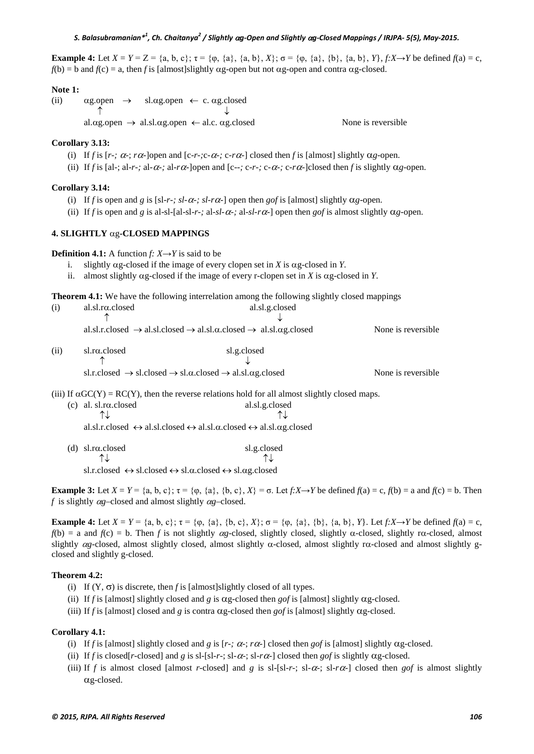**Example 4:** Let $X = Y = Z = \{a, b, c\}$; $\tau = \{\varphi, \{a\}, \{a, b\}, X\}$; $\sigma = \{\varphi, \{a\}, \{b\}, \{a, b\}, Y\}$, $f:X\to Y$ be defined $f(a) = c$, $f(b) = b$ and $f(c) = a$, then $f$ is [almost]slightly $\alpha$g-open but not $\alpha$g-open and contra $\alpha$g-closed.

**Note 1:**

(ii)

$$\begin{array}{ccccc} \alpha\text{g.open} & \rightarrow & \text{sl.}\alpha\text{g.open} & \leftarrow & \text{c. }\alpha\text{g.closed} \\ \uparrow & & & & \downarrow \\ \text{al.}\alpha\text{g.open} & \rightarrow & \text{al.sl.}\alpha\text{g.open} & \leftarrow & \text{al.c. }\alpha\text{g.closed} \end{array}$$

None is reversible

**Corollary 3.13:**

(i) If $f$ is [$r$-; $\alpha$-; $r\alpha$-]open and [c-$r$-;c-$\alpha$-; c-$r\alpha$-] closed then $f$ is [almost] slightly $\alpha g$-open.

(ii) If $f$ is [al-; al-$r$-; al-$\alpha$-; al-$r\alpha$-]open and [c--; c-$r$-; c-$\alpha$-; c-$r\alpha$-]closed then $f$ is slightly $\alpha g$-open.

**Corollary 3.14:**

(i) If $f$ is open and $g$ is [sl-$r$-; sl-$\alpha$-; sl-$r\alpha$-] open then $gof$ is [almost] slightly $\alpha g$-open.

(ii) If $f$ is open and $g$ is al-sl-[al-sl-$r$-; al-sl-$\alpha$-; al-sl-$r\alpha$-] open then $gof$ is almost slightly $\alpha g$-open.

## 4. SLIGHTLY $\alpha$g-CLOSED MAPPINGS

**Definition 4.1:** A function $f: X\to Y$ is said to be

i. slightly $\alpha$g-closed if the image of every clopen set in $X$ is $\alpha$g-closed in $Y$.
ii. almost slightly $\alpha$g-closed if the image of every r-clopen set in $X$ is $\alpha$g-closed in $Y$.

**Theorem 4.1:** We have the following interrelation among the following slightly closed mappings

(i)

$$\begin{array}{ccccccc} \text{al.sl.r}\alpha\text{.closed} & & & & \text{al.sl.g.closed} & & \\ \uparrow & & & & \downarrow & & \\ \text{al.sl.r.closed} & \rightarrow & \text{al.sl.closed} & \rightarrow & \text{al.sl.}\alpha\text{.closed} & \rightarrow & \text{al.sl.}\alpha\text{g.closed} \end{array}$$

None is reversible

(ii)

$$\begin{array}{ccccccc} \text{sl.r}\alpha\text{.closed} & & & & \text{sl.g.closed} & & \\ \uparrow & & & & \downarrow & & \\ \text{sl.r.closed} & \rightarrow & \text{sl.closed} & \rightarrow & \text{sl.}\alpha\text{.closed} & \rightarrow & \text{al.sl.}\alpha\text{g.closed} \end{array}$$

None is reversible

(iii) If $\alpha GC(Y) = RC(Y)$, then the reverse relations hold for all almost slightly closed maps.

(c)

$$\begin{array}{ccccccc} \text{al. sl.r}\alpha\text{.closed} & & & & \text{al.sl.g.closed} & & \\ \uparrow\downarrow & & & & \uparrow\downarrow & & \\ \text{al.sl.r.closed} & \leftrightarrow & \text{al.sl.closed} & \leftrightarrow & \text{al.sl.}\alpha\text{.closed} & \leftrightarrow & \text{al.sl.}\alpha\text{g.closed} \end{array}$$

(d)

$$\begin{array}{ccccccc} \text{sl.r}\alpha\text{.closed} & & & & \text{sl.g.closed} & & \\ \uparrow\downarrow & & & & \uparrow\downarrow & & \\ \text{sl.r.closed} & \leftrightarrow & \text{sl.closed} & \leftrightarrow & \text{sl.}\alpha\text{.closed} & \leftrightarrow & \text{sl.}\alpha\text{g.closed} \end{array}$$

**Example 3:** Let $X = Y = \{a, b, c\}$; $\tau = \{\varphi, \{a\}, \{b, c\}, X\} = \sigma$. Let $f:X\to Y$ be defined $f(a) = c$, $f(b) = a$ and $f(c) = b$. Then $f$ is slightly $\alpha g$–closed and almost slightly $\alpha g$–closed.

**Example 4:** Let $X = Y = \{a, b, c\}$; $\tau = \{\varphi, \{a\}, \{b, c\}, X\}$; $\sigma = \{\varphi, \{a\}, \{b\}, \{a, b\}, Y\}$. Let $f:X\to Y$ be defined $f(a) = c$, $f(b) = a$ and $f(c) = b$. Then $f$ is not slightly $\alpha g$-closed, slightly closed, slightly $\alpha$-closed, slightly r$\alpha$-closed, almost slightly $\alpha g$-closed, almost slightly closed, almost slightly $\alpha$-closed, almost slightly r$\alpha$-closed and almost slightly g-closed and slightly g-closed.

**Theorem 4.2:**

(i) If $(Y, \sigma)$ is discrete, then $f$ is [almost]slightly closed of all types.

(ii) If $f$ is [almost] slightly closed and $g$ is $\alpha$g-closed then $gof$ is [almost] slightly $\alpha$g-closed.

(iii) If $f$ is [almost] closed and $g$ is contra $\alpha$g-closed then $gof$ is [almost] slightly $\alpha$g-closed.

**Corollary 4.1:**

(i) If $f$ is [almost] slightly closed and $g$ is [$r$-; $\alpha$-; $r\alpha$-] closed then $gof$ is [almost] slightly $\alpha$g-closed.

(ii) If $f$ is closed[$r$-closed] and $g$ is sl-[sl-$r$-; sl-$\alpha$-; sl-$r\alpha$-] closed then $gof$ is slightly $\alpha$g-closed.

(iii) If $f$ is almost closed [almost $r$-closed] and $g$ is sl-[sl-$r$-; sl-$\alpha$-; sl-$r\alpha$-] closed then $gof$ is almost slightly $\alpha$g-closed.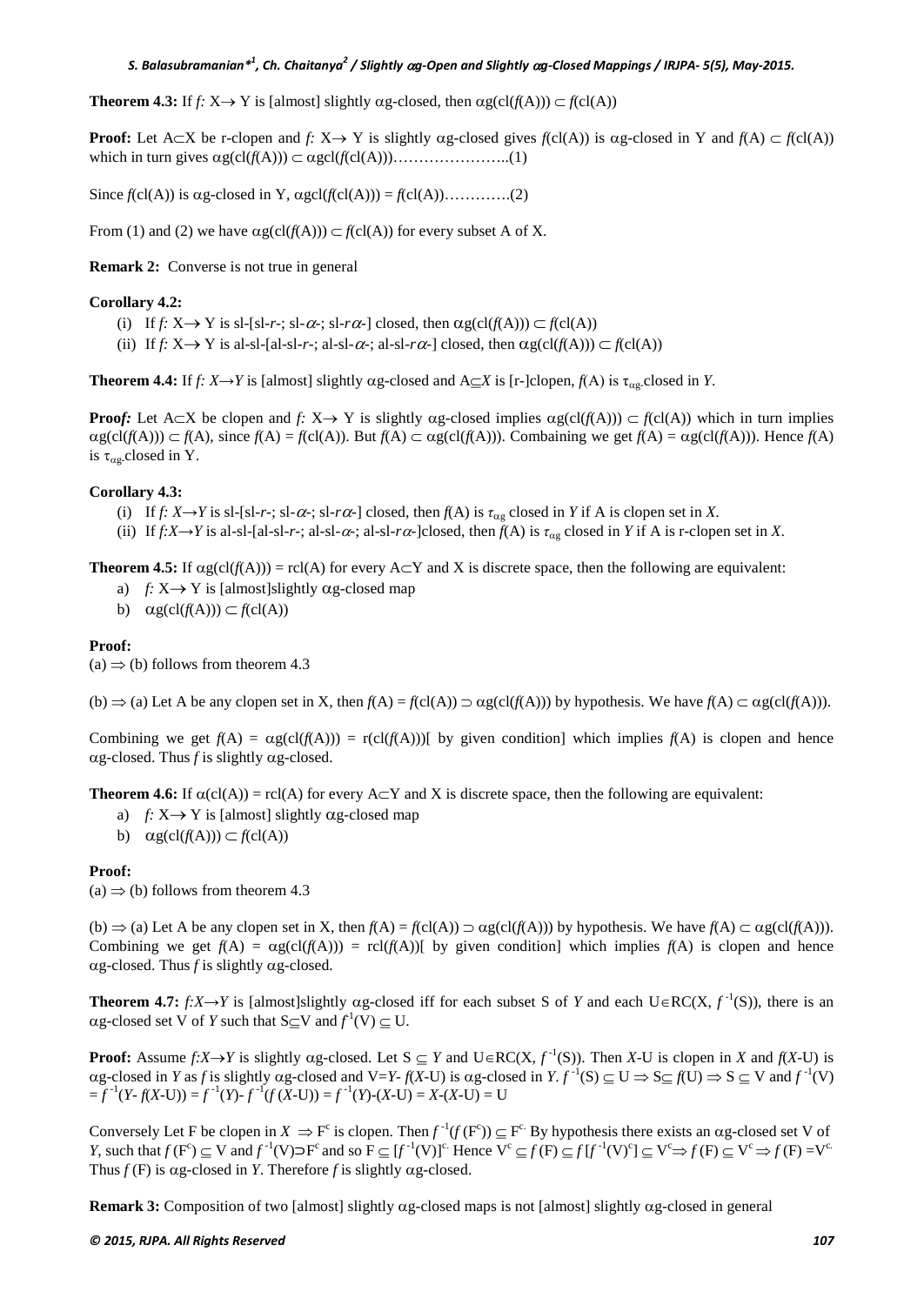**Theorem 4.3:** If $f: X \rightarrow Y$ is [almost] slightly $\alpha$g-closed, then $\alpha g(cl(f(A))) \subset f(cl(A))$

**Proof:** Let $A \subset X$ be r-clopen and $f: X \rightarrow Y$ is slightly $\alpha$g-closed gives $f(cl(A))$ is $\alpha$g-closed in Y and $f(A) \subset f(cl(A))$ which in turn gives $\alpha g(cl(f(A))) \subset \alpha gcl(f(cl(A)))$…………………..(1)

Since $f(cl(A))$ is $\alpha$g-closed in Y, $\alpha gcl(f(cl(A))) = f(cl(A))$………….(2)

From (1) and (2) we have $\alpha g(cl(f(A))) \subset f(cl(A))$ for every subset A of X.

**Remark 2:** Converse is not true in general

**Corollary 4.2:**

(i) If $f: X \rightarrow Y$ is sl-[sl-$r$-; sl-$\alpha$-; sl-$r\alpha$-] closed, then $\alpha g(cl(f(A))) \subset f(cl(A))$

(ii) If $f: X \rightarrow Y$ is al-sl-[al-sl-$r$-; al-sl-$\alpha$-; al-sl-$r\alpha$-] closed, then $\alpha g(cl(f(A))) \subset f(cl(A))$

**Theorem 4.4:** If $f: X \rightarrow Y$ is [almost] slightly $\alpha$g-closed and $A \subseteq X$ is [r-]clopen, $f(A)$ is $\tau_{\alpha g}$-closed in $Y$.

**Proof:** Let $A \subset X$ be clopen and $f: X \rightarrow Y$ is slightly $\alpha$g-closed implies $\alpha g(cl(f(A))) \subset f(cl(A))$ which in turn implies $\alpha g(cl(f(A))) \subset f(A)$, since $f(A) = f(cl(A))$. But $f(A) \subset \alpha g(cl(f(A)))$. Combaining we get $f(A) = \alpha g(cl(f(A)))$. Hence $f(A)$ is $\tau_{\alpha g}$-closed in Y.

**Corollary 4.3:**

(i) If $f: X \rightarrow Y$ is sl-[sl-$r$-; sl-$\alpha$-; sl-$r\alpha$-] closed, then $f(A)$ is $\tau_{\alpha g}$ closed in $Y$ if A is clopen set in $X$.

(ii) If $f: X \rightarrow Y$ is al-sl-[al-sl-$r$-; al-sl-$\alpha$-; al-sl-$r\alpha$-]closed, then $f(A)$ is $\tau_{\alpha g}$ closed in $Y$ if A is r-clopen set in $X$.

**Theorem 4.5:** If $\alpha g(cl(f(A))) = rcl(A)$ for every $A \subset Y$ and X is discrete space, then the following are equivalent:

a) $f: X \rightarrow Y$ is [almost]slightly $\alpha$g-closed map

b) $\alpha g(cl(f(A))) \subset f(cl(A))$

**Proof:**

(a) $\Rightarrow$ (b) follows from theorem 4.3

(b) $\Rightarrow$ (a) Let A be any clopen set in X, then $f(A) = f(cl(A)) \supset \alpha g(cl(f(A)))$ by hypothesis. We have $f(A) \subset \alpha g(cl(f(A)))$.

Combining we get $f(A) = \alpha g(cl(f(A))) = r(cl(f(A)))$[ by given condition] which implies $f(A)$ is clopen and hence $\alpha$g-closed. Thus $f$ is slightly $\alpha$g-closed.

**Theorem 4.6:** If $\alpha(cl(A)) = rcl(A)$ for every $A \subset Y$ and X is discrete space, then the following are equivalent:

a) $f: X \rightarrow Y$ is [almost] slightly $\alpha$g-closed map

b) $\alpha g(cl(f(A))) \subset f(cl(A))$

**Proof:**

(a) $\Rightarrow$ (b) follows from theorem 4.3

(b) $\Rightarrow$ (a) Let A be any clopen set in X, then $f(A) = f(cl(A)) \supset \alpha g(cl(f(A)))$ by hypothesis. We have $f(A) \subset \alpha g(cl(f(A)))$. Combining we get $f(A) = \alpha g(cl(f(A))) = rcl(f(A))$[ by given condition] which implies $f(A)$ is clopen and hence $\alpha$g-closed. Thus $f$ is slightly $\alpha$g-closed.

**Theorem 4.7:** $f: X \rightarrow Y$ is [almost]slightly $\alpha$g-closed iff for each subset S of $Y$ and each $U \in RC(X, f^{-1}(S))$, there is an $\alpha$g-closed set V of $Y$ such that $S \subseteq V$ and $f^{-1}(V) \subseteq U$.

**Proof:** Assume $f: X \rightarrow Y$ is slightly $\alpha$g-closed. Let $S \subseteq Y$ and $U \in RC(X, f^{-1}(S))$. Then $X$-U is clopen in $X$ and $f(X\text{-}U)$ is $\alpha$g-closed in $Y$ as $f$ is slightly $\alpha$g-closed and $V = Y\text{-} f(X\text{-}U)$ is $\alpha$g-closed in $Y$. $f^{-1}(S) \subseteq U \Rightarrow S \subseteq f(U) \Rightarrow S \subseteq V$ and $f^{-1}(V) = f^{-1}(Y\text{-} f(X\text{-}U)) = f^{-1}(Y)\text{-} f^{-1}(f(X\text{-}U)) = f^{-1}(Y)\text{-}(X\text{-}U) = X\text{-}(X\text{-}U) = U$

Conversely Let F be clopen in $X \Rightarrow F^c$ is clopen. Then $f^{-1}(f(F^c)) \subseteq F^c$. By hypothesis there exists an $\alpha$g-closed set V of $Y$, such that $f(F^c) \subseteq V$ and $f^{-1}(V) \supset F^c$ and so $F \subseteq [f^{-1}(V)]^c$. Hence $V^c \subseteq f(F) \subseteq f[f^{-1}(V)^c] \subseteq V^c \Rightarrow f(F) \subseteq V^c \Rightarrow f(F) = V^c$. Thus $f(F)$ is $\alpha$g-closed in $Y$. Therefore $f$ is slightly $\alpha$g-closed.

**Remark 3:** Composition of two [almost] slightly $\alpha$g-closed maps is not [almost] slightly $\alpha$g-closed in general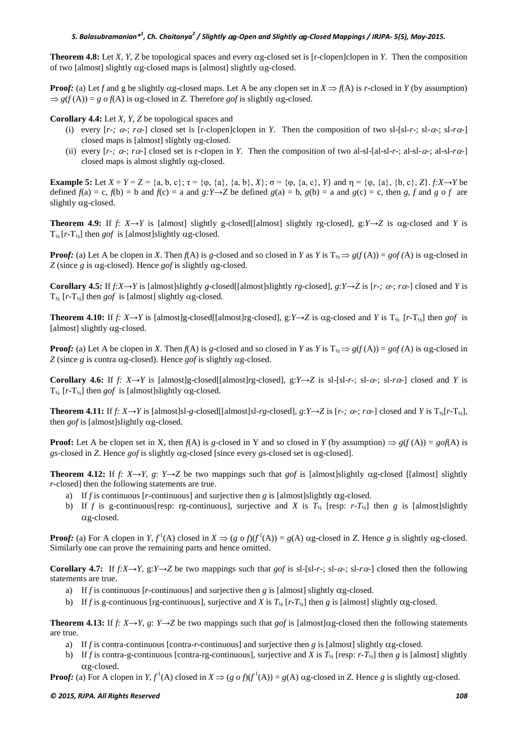**Theorem 4.8:** Let *X*, *Y*, *Z* be topological spaces and every $\alpha$g-closed set is [r-clopen]clopen in *Y*. Then the composition of two [almost] slightly $\alpha$g-closed maps is [almost] slightly $\alpha$g-closed.

**Proof:** (a) Let *f* and g be slightly $\alpha$g-closed maps. Let A be any clopen set in $X \Rightarrow f(A)$ is *r*-closed in *Y* (by assumption) $\Rightarrow g(f(A)) = g \circ f(A)$ is $\alpha$g-closed in *Z*. Therefore *gof* is slightly $\alpha$g-closed.

**Corollary 4.4:** Let *X*, *Y*, *Z* be topological spaces and

(i) every [*r*-; $\alpha$-; *r*$\alpha$-] closed set is [r-clopen]clopen in *Y*. Then the composition of two sl-[sl-*r*-; sl-$\alpha$-; sl-*r*$\alpha$-] closed maps is [almost] slightly $\alpha$g-closed.

(ii) every [*r*-; $\alpha$-; *r*$\alpha$-] closed set is r-clopen in *Y*. Then the composition of two al-sl-[al-sl-*r*-; al-sl-$\alpha$-; al-sl-*r*$\alpha$-] closed maps is almost slightly $\alpha$g-closed.

**Example 5:** Let $X = Y = Z = \{a, b, c\}$; $\tau = \{\varphi, \{a\}, \{a, b\}, X\}$; $\sigma = \{\varphi, \{a, c\}, Y\}$ and $\eta = \{\varphi, \{a\}, \{b, c\}, Z\}$. $f:X\rightarrow Y$ be defined $f(a) = c$, $f(b) = b$ and $f(c) = a$ and $g:Y\rightarrow Z$ be defined $g(a) = b$, $g(b) = a$ and $g(c) = c$, then *g*, *f* and $g \circ f$ are slightly $\alpha$g-closed.

**Theorem 4.9:** If $f: X\rightarrow Y$ is [almost] slightly g-closed[[almost] slightly rg-closed], $g:Y\rightarrow Z$ is $\alpha$g-closed and *Y* is $T_{½}$[$r$-$T_{½}$] then *gof* is [almost]slightly $\alpha$g-closed.

**Proof:** (a) Let A be clopen in *X*. Then *f*(A) is *g*-closed and so closed in *Y* as *Y* is $T_{½} \Rightarrow g(f(A)) = gof(A)$ is $\alpha$g-closed in *Z* (since *g* is $\alpha$g-closed). Hence *gof* is slightly $\alpha$g-closed.

**Corollary 4.5:** If $f:X\rightarrow Y$ is [almost]slightly *g*-closed[[almost]slightly *rg*-closed], $g:Y\rightarrow Z$ is [*r*-; $\alpha$-; *r*$\alpha$-] closed and *Y* is $T_{½}$ [$r$-$T_{½}$] then *gof* is [almost] slightly $\alpha$g-closed.

**Theorem 4.10:** If $f: X\rightarrow Y$ is [almost]g-closed[[almost]rg-closed], $g:Y\rightarrow Z$ is $\alpha$g-closed and *Y* is $T_{½}$ [$r$-$T_{½}$] then *gof* is [almost] slightly $\alpha$g-closed.

**Proof:** (a) Let A be clopen in *X*. Then *f*(A) is *g*-closed and so closed in *Y* as *Y* is $T_{½} \Rightarrow g(f(A)) = gof(A)$ is $\alpha$g-closed in *Z* (since *g* is contra $\alpha$g-closed). Hence *gof* is slightly $\alpha$g-closed.

**Corollary 4.6:** If $f: X\rightarrow Y$ is [almost]g-closed[[almost]rg-closed], $g:Y\rightarrow Z$ is sl-[sl-*r*-; sl-$\alpha$-; sl-*r*$\alpha$-] closed and *Y* is $T_{½}$ [$r$-$T_{½}$] then *gof* is [almost]slightly $\alpha$g-closed.

**Theorem 4.11:** If $f: X\rightarrow Y$ is [almost]sl-*g*-closed[[almost]sl-*rg*-closed], $g:Y\rightarrow Z$ is [*r*-; $\alpha$-; *r*$\alpha$-] closed and *Y* is $T_{½}$[$r$-$T_{½}$], then *gof* is [almost]slightly $\alpha$g-closed.

**Proof:** Let A be clopen set in X, then *f*(A) is *g*-closed in Y and so closed in *Y* (by assumption) $\Rightarrow g(f(A)) = gof(A)$ is *gs*-closed in *Z*. Hence *gof* is slightly $\alpha$g-closed [since every *gs*-closed set is $\alpha$g-closed].

**Theorem 4.12:** If $f: X\rightarrow Y$, $g: Y\rightarrow Z$ be two mappings such that *gof* is [almost]slightly $\alpha$g-closed [[almost] slightly *r*-closed] then the following statements are true.

a) If *f* is continuous [*r*-continuous] and surjective then *g* is [almost]slightly $\alpha$g-closed.
b) If *f* is g-continuous[resp: rg-continuous], surjective and *X* is $T_{½}$ [resp: $r$-$T_{½}$] then *g* is [almost]slightly $\alpha$g-closed.

**Proof:** (a) For A clopen in *Y*, $f^{-1}(A)$ closed in $X \Rightarrow (g \circ f)(f^{-1}(A)) = g(A)$ $\alpha$g-closed in *Z*. Hence *g* is slightly $\alpha$g-closed. Similarly one can prove the remaining parts and hence omitted.

**Corollary 4.7:** If $f:X\rightarrow Y$, $g:Y\rightarrow Z$ be two mappings such that *gof* is sl-[sl-*r*-; sl-$\alpha$-; sl-*r*$\alpha$-] closed then the following statements are true.

a) If *f* is continuous [*r*-continuous] and surjective then *g* is [almost] slightly $\alpha$g-closed.
b) If *f* is g-continuous [rg-continuous], surjective and *X* is $T_{½}$ [$r$-$T_{½}$] then *g* is [almost] slightly $\alpha$g-closed.

**Theorem 4.13:** If $f: X\rightarrow Y$, $g: Y\rightarrow Z$ be two mappings such that *gof* is [almost]$\alpha$g-closed then the following statements are true.

a) If *f* is contra-continuous [contra-*r*-continuous] and surjective then *g* is [almost] slightly $\alpha$g-closed.
b) If *f* is contra-g-continuous [contra-rg-continuous], surjective and *X* is $T_{½}$ [resp: $r$-$T_{½}$] then *g* is [almost] slightly $\alpha$g-closed.

**Proof:** (a) For A clopen in *Y*, $f^{-1}(A)$ closed in $X \Rightarrow (g \circ f)(f^{-1}(A)) = g(A)$ $\alpha$g-closed in *Z*. Hence *g* is slightly $\alpha$g-closed.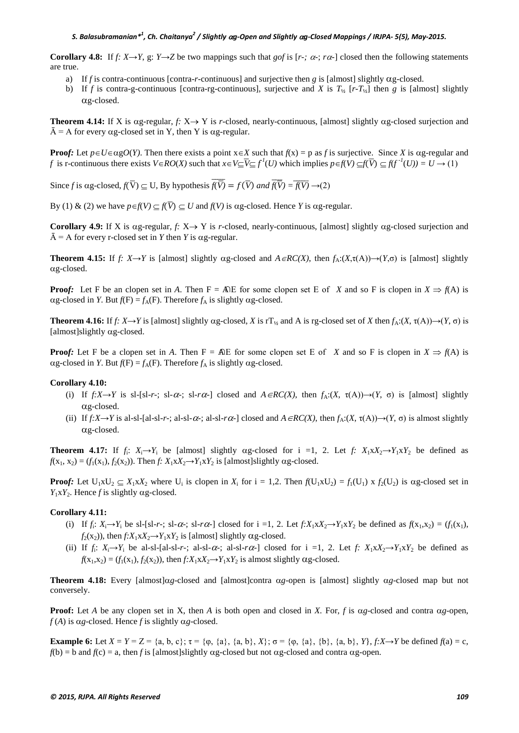**Corollary 4.8:** If $f: X \to Y$, $g: Y \to Z$ be two mappings such that $gof$ is [$r$-; $\alpha$-; $r\alpha$-] closed then the following statements are true.

a) If $f$ is contra-continuous [contra-$r$-continuous] and surjective then $g$ is [almost] slightly $\alpha$g-closed.
b) If $f$ is contra-g-continuous [contra-rg-continuous], surjective and $X$ is $T_{½}$ [$r$-$T_{½}$] then $g$ is [almost] slightly $\alpha$g-closed.

**Theorem 4.14:** If X is $\alpha$g-regular, $f: X \to Y$ is $r$-closed, nearly-continuous, [almost] slightly $\alpha$g-closed surjection and $\bar{A} = A$ for every $\alpha$g-closed set in Y, then Y is $\alpha$g-regular.

**Proof:** Let $p \in U \in \alpha gO(Y)$. Then there exists a point $x \in X$ such that $f(x) = p$ as $f$ is surjective. Since $X$ is $\alpha$g-regular and $f$ is r-continuous there exists $V \in RO(X)$ such that $x \in V \subseteq \overline{V} \subseteq f^{1}(U)$ which implies $p \in f(V) \subseteq f(\overline{V}) \subseteq f(f^{-1}(U)) = U \to (1)$

Since $f$ is $\alpha$g-closed, $f(\overline{V}) \subseteq U$, By hypothesis $\overline{\overline{f(\overline{V})}} = f(\overline{V})$ and $\overline{f(\overline{\overline{V}})} = \overline{\overline{f(V)}} \to (2)$

By (1) & (2) we have $p \in f(V) \subseteq f(\overline{V}) \subseteq U$ and $f(V)$ is $\alpha$g-closed. Hence $Y$ is $\alpha$g-regular.

**Corollary 4.9:** If X is $\alpha$g-regular, $f: X \to Y$ is $r$-closed, nearly-continuous, [almost] slightly $\alpha$g-closed surjection and $\bar{A} = A$ for every r-closed set in $Y$ then $Y$ is $\alpha$g-regular.

**Theorem 4.15:** If $f: X \to Y$ is [almost] slightly $\alpha$g-closed and $A \in RC(X)$, then $f_A:(X,\tau(A)) \to (Y,\sigma)$ is [almost] slightly $\alpha$g-closed.

**Proof:** Let F be an clopen set in $A$. Then F = A∩E for some clopen set E of $X$ and so F is clopen in $X \Rightarrow f(A)$ is $\alpha$g-closed in $Y$. But $f(F) = f_A(F)$. Therefore $f_A$ is slightly $\alpha$g-closed.

**Theorem 4.16:** If $f: X \to Y$ is [almost] slightly $\alpha$g-closed, $X$ is $rT_{½}$ and A is rg-closed set of $X$ then $f_A:(X, \tau(A)) \to (Y, \sigma)$ is [almost]slightly $\alpha$g-closed.

**Proof:** Let F be a clopen set in $A$. Then F = A∩E for some clopen set E of $X$ and so F is clopen in $X \Rightarrow f(A)$ is $\alpha$g-closed in $Y$. But $f(F) = f_A(F)$. Therefore $f_A$ is slightly $\alpha$g-closed.

**Corollary 4.10:**

(i) If $f: X \to Y$ is sl-[sl-$r$-; sl-$\alpha$-; sl-$r\alpha$-] closed and $A \in RC(X)$, then $f_A:(X, \tau(A)) \to (Y, \sigma)$ is [almost] slightly $\alpha$g-closed.
(ii) If $f: X \to Y$ is al-sl-[al-sl-$r$-; al-sl-$\alpha$-; al-sl-$r\alpha$-] closed and $A \in RC(X)$, then $f_A:(X, \tau(A)) \to (Y, \sigma)$ is almost slightly $\alpha$g-closed.

**Theorem 4.17:** If $f_i$: $X_i \to Y_i$ be [almost] slightly $\alpha$g-closed for i =1, 2. Let $f$: $X_1 x X_2 \to Y_1 x Y_2$ be defined as $f(x_1, x_2) = (f_1(x_1), f_2(x_2))$. Then $f$: $X_1 x X_2 \to Y_1 x Y_2$ is [almost]slightly $\alpha$g-closed.

**Proof:** Let $U_1 x U_2 \subseteq X_1 x X_2$ where $U_i$ is clopen in $X_i$ for i = 1,2. Then $f(U_1 x U_2) = f_1(U_1)$ x $f_2(U_2)$ is $\alpha$g-closed set in $Y_1 x Y_2$. Hence $f$ is slightly $\alpha$g-closed.

**Corollary 4.11:**

(i) If $f_i$: $X_i \to Y_i$ be sl-[sl-$r$-; sl-$\alpha$-; sl-$r\alpha$-] closed for i =1, 2. Let $f$: $X_1 x X_2 \to Y_1 x Y_2$ be defined as $f(x_1, x_2) = (f_1(x_1), f_2(x_2))$, then $f$: $X_1 x X_2 \to Y_1 x Y_2$ is [almost] slightly $\alpha$g-closed.
(ii) If $f_i$: $X_i \to Y_i$ be al-sl-[al-sl-$r$-; al-sl-$\alpha$-; al-sl-$r\alpha$-] closed for i =1, 2. Let $f$: $X_1 x X_2 \to Y_1 x Y_2$ be defined as $f(x_1, x_2) = (f_1(x_1), f_2(x_2))$, then $f$: $X_1 x X_2 \to Y_1 x Y_2$ is almost slightly $\alpha$g-closed.

**Theorem 4.18:** Every [almost]$\alpha g$-closed and [almost]contra $\alpha g$-open is [almost] slightly $\alpha g$-closed map but not conversely.

**Proof:** Let $A$ be any clopen set in X, then $A$ is both open and closed in $X$. For, $f$ is $\alpha g$-closed and contra $\alpha g$-open, $f(A)$ is $\alpha g$-closed. Hence $f$ is slightly $\alpha g$-closed.

**Example 6:** Let $X = Y = Z = \{a, b, c\}$; $\tau = \{\varphi, \{a\}, \{a, b\}, X\}$; $\sigma = \{\varphi, \{a\}, \{b\}, \{a, b\}, Y\}$, $f: X \to Y$ be defined $f(a) = c$, $f(b) = b$ and $f(c) = a$, then $f$ is [almost]slightly $\alpha$g-closed but not $\alpha$g-closed and contra $\alpha$g-open.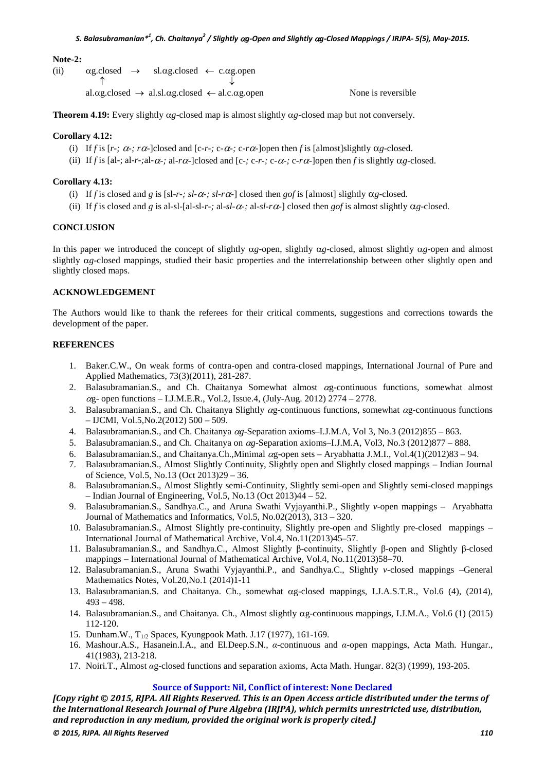**Note-2:**

(ii) αg.closed → sl.αg.closed ← c.αg.open

↑ ↓

al.αg.closed → al.sl.αg.closed ← al.c.αg.open None is reversible

**Theorem 4.19:** Every slightly α*g*-closed map is almost slightly α*g*-closed map but not conversely.

**Corollary 4.12:**

(i) If *f* is [*r-; α-; rα-*]closed and [c-*r-;* c-*α-;* c-*rα-*]open then *f* is [almost]slightly α*g*-closed.

(ii) If *f* is [al-; al-*r-;*al-*α-;* al-*rα-*]closed and [c-*;* c-*r-;* c-*α-;* c-*rα-*]open then *f* is slightly α*g*-closed.

**Corollary 4.13:**

(i) If *f* is closed and *g* is [sl-*r-; sl-α-; sl-rα-*] closed then *gof* is [almost] slightly α*g*-closed.

(ii) If *f* is closed and *g* is al-sl-[al-sl-*r-;* al-*sl-α-;* al-*sl-rα-*] closed then *gof* is almost slightly α*g*-closed.

## CONCLUSION

In this paper we introduced the concept of slightly α*g*-open, slightly α*g*-closed, almost slightly α*g*-open and almost slightly α*g*-closed mappings, studied their basic properties and the interrelationship between other slightly open and slightly closed maps.

## ACKNOWLEDGEMENT

The Authors would like to thank the referees for their critical comments, suggestions and corrections towards the development of the paper.

## REFERENCES

1. Baker.C.W., On weak forms of contra-open and contra-closed mappings, International Journal of Pure and Applied Mathematics, 73(3)(2011), 281-287.
2. Balasubramanian.S., and Ch. Chaitanya Somewhat almost αg-continuous functions, somewhat almost αg- open functions – I.J.M.E.R., Vol.2, Issue.4, (July-Aug. 2012) 2774 – 2778.
3. Balasubramanian.S., and Ch. Chaitanya Slightly αg-continuous functions, somewhat αg-continuous functions – IJCMI, Vol.5,No.2(2012) 500 – 509.
4. Balasubramanian.S., and Ch. Chaitanya *αg*-Separation axioms–I.J.M.A, Vol 3, No.3 (2012)855 – 863.
5. Balasubramanian.S., and Ch. Chaitanya on *αg*-Separation axioms–I.J.M.A, Vol3, No.3 (2012)877 – 888.
6. Balasubramanian.S., and Chaitanya.Ch.,Minimal αg-open sets – Aryabhatta J.M.I., Vol.4(1)(2012)83 – 94.
7. Balasubramanian.S., Almost Slightly Continuity, Slightly open and Slightly closed mappings – Indian Journal of Science, Vol.5, No.13 (Oct 2013)29 – 36.
8. Balasubramanian.S., Almost Slightly semi-Continuity, Slightly semi-open and Slightly semi-closed mappings – Indian Journal of Engineering, Vol.5, No.13 (Oct 2013)44 – 52.
9. Balasubramanian.S., Sandhya.C., and Aruna Swathi Vyjayanthi.P., Slightly *v*-open mappings – Aryabhatta Journal of Mathematics and Informatics, Vol.5, No.02(2013), 313 – 320.
10. Balasubramanian.S., Almost Slightly pre-continuity, Slightly pre-open and Slightly pre-closed mappings – International Journal of Mathematical Archive, Vol.4, No.11(2013)45–57.
11. Balasubramanian.S., and Sandhya.C., Almost Slightly β-continuity, Slightly β-open and Slightly β-closed mappings – International Journal of Mathematical Archive, Vol.4, No.11(2013)58–70.
12. Balasubramanian.S., Aruna Swathi Vyjayanthi.P., and Sandhya.C., Slightly *v*-closed mappings –General Mathematics Notes, Vol.20,No.1 (2014)1-11
13. Balasubramanian.S. and Chaitanya. Ch., somewhat αg-closed mappings, I.J.A.S.T.R., Vol.6 (4), (2014), 493 – 498.
14. Balasubramanian.S., and Chaitanya. Ch., Almost slightly αg-continuous mappings, I.J.M.A., Vol.6 (1) (2015) 112-120.
15. Dunham.W., $T_{1/2}$ Spaces, Kyungpook Math. J.17 (1977), 161-169.
16. Mashour.A.S., Hasanein.I.A., and El.Deep.S.N., *α*-continuous and *α*-open mappings, Acta Math. Hungar., 41(1983), 213-218.
17. Noiri.T., Almost αg-closed functions and separation axioms, Acta Math. Hungar. 82(3) (1999), 193-205.

**Source of Support: Nil, Conflict of interest: None Declared**

***[Copy right © 2015, RJPA. All Rights Reserved. This is an Open Access article distributed under the terms of the International Research Journal of Pure Algebra (IRJPA), which permits unrestricted use, distribution, and reproduction in any medium, provided the original work is properly cited.]***